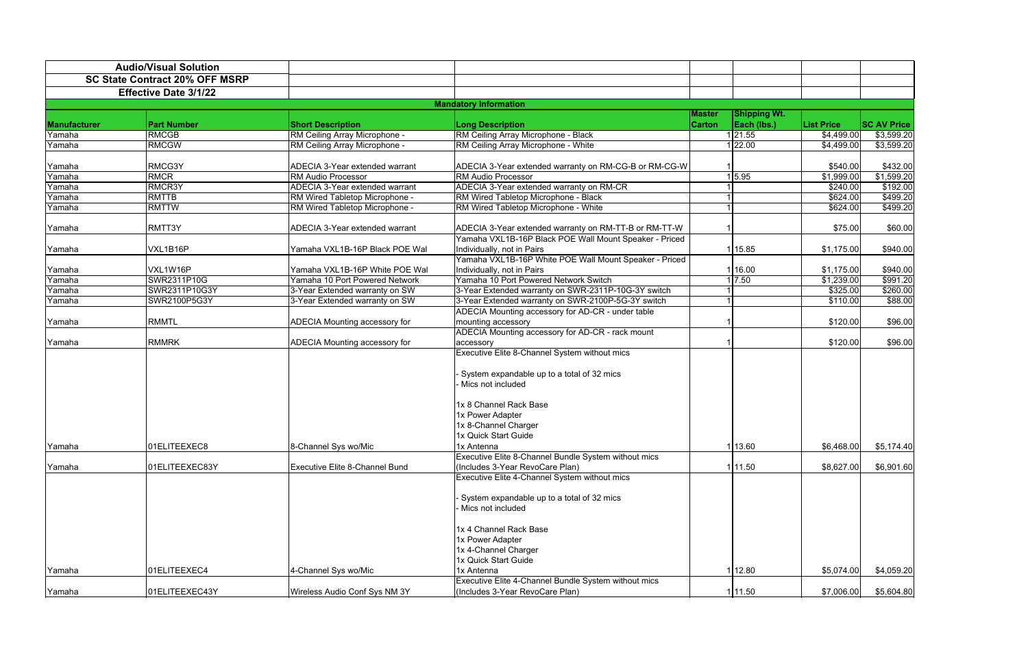| Audio/Visual Solution | | | | | | | |
|---|---|---|---|---|---|---|---|
| SC State Contract 20% OFF MSRP | | | | | | | |
| Effective Date 3/1/22 | | | | | | | |
| | | | Mandatory Information | | | | |
| Manufacturer | Part Number | Short Description | Long Description | Master Carton | Shipping Wt. Each (lbs.) | List Price | SC AV Price |
| Yamaha | RMCGB | RM Ceiling Array Microphone - | RM Ceiling Array Microphone - Black | 1 | 21.55 | $4,499.00 | $3,599.20 |
| Yamaha | RMCGW | RM Ceiling Array Microphone - | RM Ceiling Array Microphone - White | 1 | 22.00 | $4,499.00 | $3,599.20 |
| Yamaha | RMCG3Y | ADECIA 3-Year extended warrant | ADECIA 3-Year extended warranty on RM-CG-B or RM-CG-W | 1 | | $540.00 | $432.00 |
| Yamaha | RMCR | RM Audio Processor | RM Audio Processor | 1 | 5.95 | $1,999.00 | $1,599.20 |
| Yamaha | RMCR3Y | ADECIA 3-Year extended warrant | ADECIA 3-Year extended warranty on RM-CR | 1 | | $240.00 | $192.00 |
| Yamaha | RMTTB | RM Wired Tabletop Microphone - | RM Wired Tabletop Microphone - Black | 1 | | $624.00 | $499.20 |
| Yamaha | RMTTW | RM Wired Tabletop Microphone - | RM Wired Tabletop Microphone - White | 1 | | $624.00 | $499.20 |
| Yamaha | RMTT3Y | ADECIA 3-Year extended warrant | ADECIA 3-Year extended warranty on RM-TT-B or RM-TT-W | 1 | | $75.00 | $60.00 |
| Yamaha | VXL1B16P | Yamaha VXL1B-16P Black POE Wal | Yamaha VXL1B-16P Black POE Wall Mount Speaker - Priced Individually, not in Pairs | 1 | 15.85 | $1,175.00 | $940.00 |
| Yamaha | VXL1W16P | Yamaha VXL1B-16P White POE Wal | Yamaha VXL1B-16P White POE Wall Mount Speaker - Priced Individually, not in Pairs | 1 | 16.00 | $1,175.00 | $940.00 |
| Yamaha | SWR2311P10G | Yamaha 10 Port Powered Network | Yamaha 10 Port Powered Network Switch | 1 | 7.50 | $1,239.00 | $991.20 |
| Yamaha | SWR2311P10G3Y | 3-Year Extended warranty on SW | 3-Year Extended warranty on SWR-2311P-10G-3Y switch | 1 | | $325.00 | $260.00 |
| Yamaha | SWR2100P5G3Y | 3-Year Extended warranty on SW | 3-Year Extended warranty on SWR-2100P-5G-3Y switch | 1 | | $110.00 | $88.00 |
| Yamaha | RMMTL | ADECIA Mounting accessory for | ADECIA Mounting accessory for AD-CR - under table mounting accessory | 1 | | $120.00 | $96.00 |
| Yamaha | RMMRK | ADECIA Mounting accessory for | ADECIA Mounting accessory for AD-CR - rack mount accessory | 1 | | $120.00 | $96.00 |
| Yamaha | 01ELITEEXEC8 | 8-Channel Sys wo/Mic | Executive Elite 8-Channel System without mics<br><br>- System expandable up to a total of 32 mics<br>- Mics not included<br><br>1x 8 Channel Rack Base<br>1x Power Adapter<br>1x 8-Channel Charger<br>1x Quick Start Guide<br>1x Antenna | 1 | 13.60 | $6,468.00 | $5,174.40 |
| Yamaha | 01ELITEEXEC83Y | Executive Elite 8-Channel Bund | Executive Elite 8-Channel Bundle System without mics (Includes 3-Year RevoCare Plan) | 1 | 11.50 | $8,627.00 | $6,901.60 |
| Yamaha | 01ELITEEXEC4 | 4-Channel Sys wo/Mic | Executive Elite 4-Channel System without mics<br><br>- System expandable up to a total of 32 mics<br>- Mics not included<br><br>1x 4 Channel Rack Base<br>1x Power Adapter<br>1x 4-Channel Charger<br>1x Quick Start Guide<br>1x Antenna | 1 | 12.80 | $5,074.00 | $4,059.20 |
| Yamaha | 01ELITEEXEC43Y | Wireless Audio Conf Sys NM 3Y | Executive Elite 4-Channel Bundle System without mics (Includes 3-Year RevoCare Plan) | 1 | 11.50 | $7,006.00 | $5,604.80 |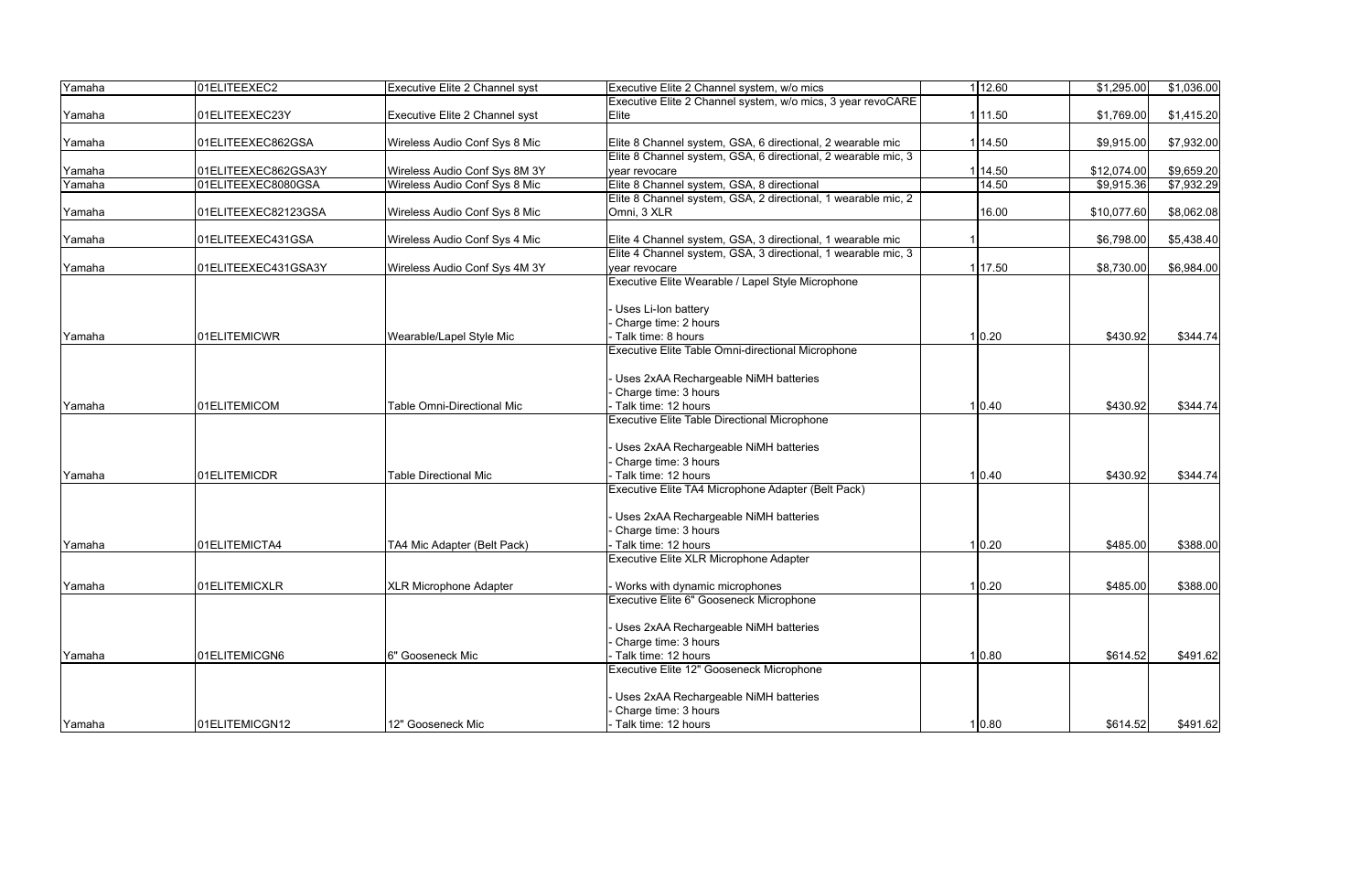| Yamaha | 01ELITEEXEC2 | Executive Elite 2 Channel syst | Executive Elite 2 Channel system, w/o mics | 1 | 12.60 | $1,295.00 | $1,036.00 |
|---|---|---|---|---|---|---|---|
| Yamaha | 01ELITEEXEC23Y | Executive Elite 2 Channel syst | Executive Elite 2 Channel system, w/o mics, 3 year revoCARE Elite | 1 | 11.50 | $1,769.00 | $1,415.20 |
| Yamaha | 01ELITEEXEC862GSA | Wireless Audio Conf Sys 8 Mic | Elite 8 Channel system, GSA, 6 directional, 2 wearable mic | 1 | 14.50 | $9,915.00 | $7,932.00 |
| Yamaha | 01ELITEEXEC862GSA3Y | Wireless Audio Conf Sys 8M 3Y | Elite 8 Channel system, GSA, 6 directional, 2 wearable mic, 3 year revocare | 1 | 14.50 | $12,074.00 | $9,659.20 |
| Yamaha | 01ELITEEXEC8080GSA | Wireless Audio Conf Sys 8 Mic | Elite 8 Channel system, GSA, 8 directional | | 14.50 | $9,915.36 | $7,932.29 |
| Yamaha | 01ELITEEXEC82123GSA | Wireless Audio Conf Sys 8 Mic | Elite 8 Channel system, GSA, 2 directional, 1 wearable mic, 2 Omni, 3 XLR | | 16.00 | $10,077.60 | $8,062.08 |
| Yamaha | 01ELITEEXEC431GSA | Wireless Audio Conf Sys 4 Mic | Elite 4 Channel system, GSA, 3 directional, 1 wearable mic | 1 | | $6,798.00 | $5,438.40 |
| Yamaha | 01ELITEEXEC431GSA3Y | Wireless Audio Conf Sys 4M 3Y | Elite 4 Channel system, GSA, 3 directional, 1 wearable mic, 3 year revocare | 1 | 17.50 | $8,730.00 | $6,984.00 |
| Yamaha | 01ELITEMICWR | Wearable/Lapel Style Mic | Executive Elite Wearable / Lapel Style Microphone<br><br>- Uses Li-Ion battery<br>- Charge time: 2 hours<br>- Talk time: 8 hours | 1 | 0.20 | $430.92 | $344.74 |
| Yamaha | 01ELITEMICOM | Table Omni-Directional Mic | Executive Elite Table Omni-directional Microphone<br><br>- Uses 2xAA Rechargeable NiMH batteries<br>- Charge time: 3 hours<br>- Talk time: 12 hours | 1 | 0.40 | $430.92 | $344.74 |
| Yamaha | 01ELITEMICDR | Table Directional Mic | Executive Elite Table Directional Microphone<br><br>- Uses 2xAA Rechargeable NiMH batteries<br>- Charge time: 3 hours<br>- Talk time: 12 hours | 1 | 0.40 | $430.92 | $344.74 |
| Yamaha | 01ELITEMICTA4 | TA4 Mic Adapter (Belt Pack) | Executive Elite TA4 Microphone Adapter (Belt Pack)<br><br>- Uses 2xAA Rechargeable NiMH batteries<br>- Charge time: 3 hours<br>- Talk time: 12 hours | 1 | 0.20 | $485.00 | $388.00 |
| Yamaha | 01ELITEMICXLR | XLR Microphone Adapter | Executive Elite XLR Microphone Adapter<br><br>- Works with dynamic microphones | 1 | 0.20 | $485.00 | $388.00 |
| Yamaha | 01ELITEMICGN6 | 6" Gooseneck Mic | Executive Elite 6" Gooseneck Microphone<br><br>- Uses 2xAA Rechargeable NiMH batteries<br>- Charge time: 3 hours<br>- Talk time: 12 hours | 1 | 0.80 | $614.52 | $491.62 |
| Yamaha | 01ELITEMICGN12 | 12" Gooseneck Mic | Executive Elite 12" Gooseneck Microphone<br><br>- Uses 2xAA Rechargeable NiMH batteries<br>- Charge time: 3 hours<br>- Talk time: 12 hours | 1 | 0.80 | $614.52 | $491.62 |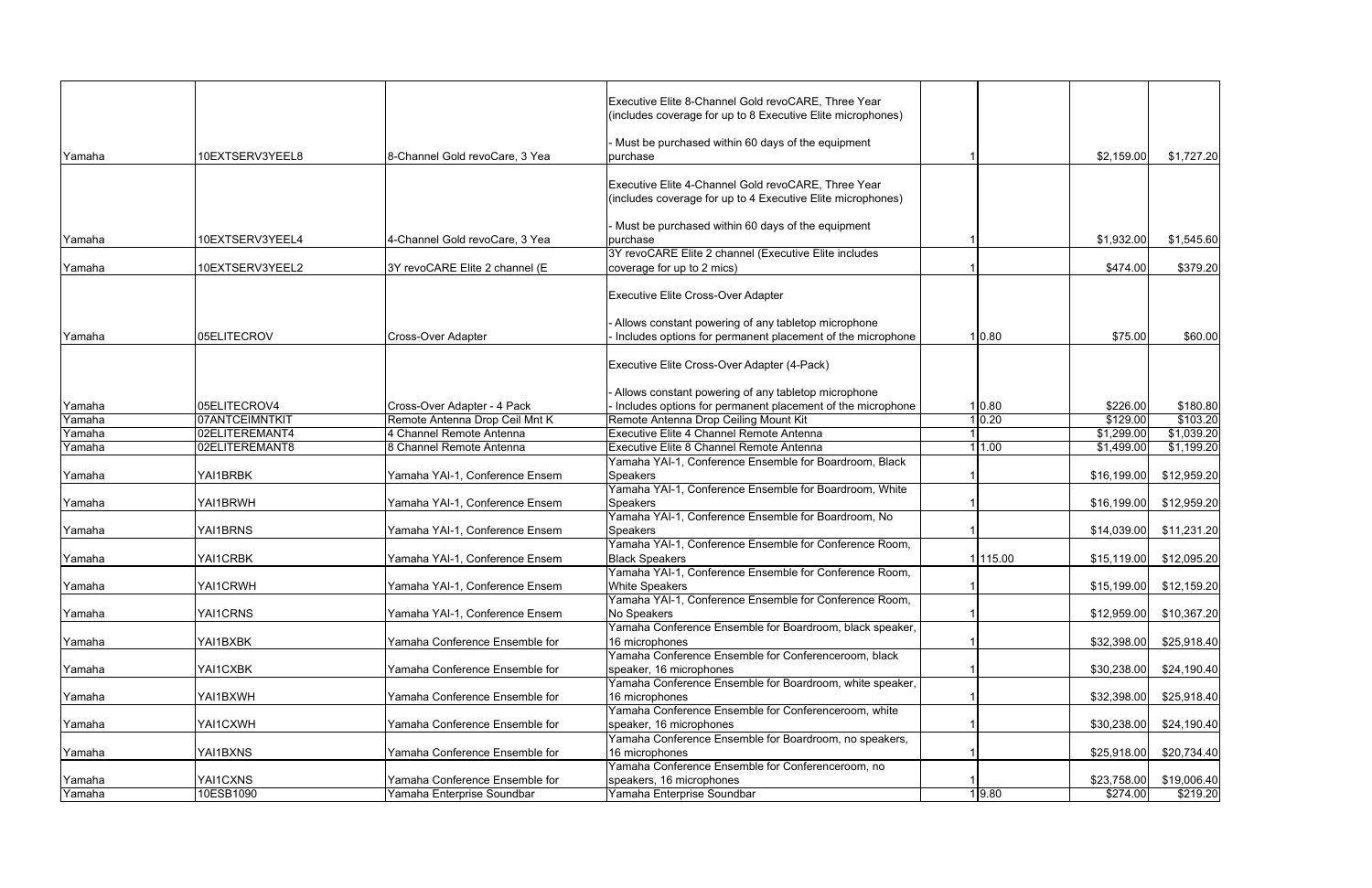| | | | | | | | |
|---|---|---|---|---|---|---|---|
| Yamaha | 10EXTSERV3YEEL8 | 8-Channel Gold revoCare, 3 Yea | Executive Elite 8-Channel Gold revoCARE, Three Year (includes coverage for up to 8 Executive Elite microphones)<br><br>- Must be purchased within 60 days of the equipment purchase | 1 | | $2,159.00 | $1,727.20 |
| Yamaha | 10EXTSERV3YEEL4 | 4-Channel Gold revoCare, 3 Yea | Executive Elite 4-Channel Gold revoCARE, Three Year (includes coverage for up to 4 Executive Elite microphones)<br><br>- Must be purchased within 60 days of the equipment purchase | 1 | | $1,932.00 | $1,545.60 |
| Yamaha | 10EXTSERV3YEEL2 | 3Y revoCARE Elite 2 channel (E | 3Y revoCARE Elite 2 channel (Executive Elite includes coverage for up to 2 mics) | 1 | | $474.00 | $379.20 |
| Yamaha | 05ELITECROV | Cross-Over Adapter | Executive Elite Cross-Over Adapter<br><br>- Allows constant powering of any tabletop microphone<br>- Includes options for permanent placement of the microphone | 1 | 0.80 | $75.00 | $60.00 |
| Yamaha | 05ELITECROV4 | Cross-Over Adapter - 4 Pack | Executive Elite Cross-Over Adapter (4-Pack)<br><br>- Allows constant powering of any tabletop microphone<br>- Includes options for permanent placement of the microphone | 1 | 0.80 | $226.00 | $180.80 |
| Yamaha | 07ANTCEIMNTKIT | Remote Antenna Drop Ceil Mnt K | Remote Antenna Drop Ceiling Mount Kit | 1 | 0.20 | $129.00 | $103.20 |
| Yamaha | 02ELITEREMANT4 | 4 Channel Remote Antenna | Executive Elite 4 Channel Remote Antenna | 1 | | $1,299.00 | $1,039.20 |
| Yamaha | 02ELITEREMANT8 | 8 Channel Remote Antenna | Executive Elite 8 Channel Remote Antenna | 1 | 1.00 | $1,499.00 | $1,199.20 |
| Yamaha | YAI1BRBK | Yamaha YAI-1, Conference Ensem | Yamaha YAI-1, Conference Ensemble for Boardroom, Black Speakers | 1 | | $16,199.00 | $12,959.20 |
| Yamaha | YAI1BRWH | Yamaha YAI-1, Conference Ensem | Yamaha YAI-1, Conference Ensemble for Boardroom, White Speakers | 1 | | $16,199.00 | $12,959.20 |
| Yamaha | YAI1BRNS | Yamaha YAI-1, Conference Ensem | Yamaha YAI-1, Conference Ensemble for Boardroom, No Speakers | 1 | | $14,039.00 | $11,231.20 |
| Yamaha | YAI1CRBK | Yamaha YAI-1, Conference Ensem | Yamaha YAI-1, Conference Ensemble for Conference Room, Black Speakers | 1 | 115.00 | $15,119.00 | $12,095.20 |
| Yamaha | YAI1CRWH | Yamaha YAI-1, Conference Ensem | Yamaha YAI-1, Conference Ensemble for Conference Room, White Speakers | 1 | | $15,199.00 | $12,159.20 |
| Yamaha | YAI1CRNS | Yamaha YAI-1, Conference Ensem | Yamaha YAI-1, Conference Ensemble for Conference Room, No Speakers | 1 | | $12,959.00 | $10,367.20 |
| Yamaha | YAI1BXBK | Yamaha Conference Ensemble for | Yamaha Conference Ensemble for Boardroom, black speaker, 16 microphones | 1 | | $32,398.00 | $25,918.40 |
| Yamaha | YAI1CXBK | Yamaha Conference Ensemble for | Yamaha Conference Ensemble for Conferenceroom, black speaker, 16 microphones | 1 | | $30,238.00 | $24,190.40 |
| Yamaha | YAI1BXWH | Yamaha Conference Ensemble for | Yamaha Conference Ensemble for Boardroom, white speaker, 16 microphones | 1 | | $32,398.00 | $25,918.40 |
| Yamaha | YAI1CXWH | Yamaha Conference Ensemble for | Yamaha Conference Ensemble for Conferenceroom, white speaker, 16 microphones | 1 | | $30,238.00 | $24,190.40 |
| Yamaha | YAI1BXNS | Yamaha Conference Ensemble for | Yamaha Conference Ensemble for Boardroom, no speakers, 16 microphones | 1 | | $25,918.00 | $20,734.40 |
| Yamaha | YAI1CXNS | Yamaha Conference Ensemble for | Yamaha Conference Ensemble for Conferenceroom, no speakers, 16 microphones | 1 | | $23,758.00 | $19,006.40 |
| Yamaha | 10ESB1090 | Yamaha Enterprise Soundbar | Yamaha Enterprise Soundbar | 1 | 9.80 | $274.00 | $219.20 |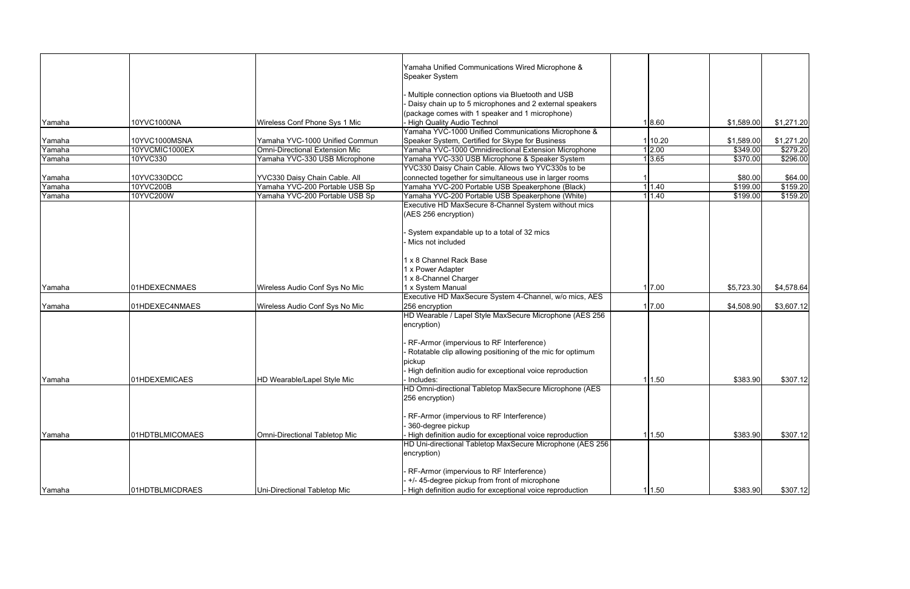| | | | | | | | |
|---|---|---|---|---|---|---|---|
| Yamaha | 10YVC1000NA | Wireless Conf Phone Sys 1 Mic | Yamaha Unified Communications Wired Microphone & Speaker System<br><br>- Multiple connection options via Bluetooth and USB<br>- Daisy chain up to 5 microphones and 2 external speakers (package comes with 1 speaker and 1 microphone)<br>- High Quality Audio Technol | 1 | 8.60 | $1,589.00 | $1,271.20 |
| Yamaha | 10YVC1000MSNA | Yamaha YVC-1000 Unified Commun | Yamaha YVC-1000 Unified Communications Microphone & Speaker System, Certified for Skype for Business | 1 | 10.20 | $1,589.00 | $1,271.20 |
| Yamaha | 10YVCMIC1000EX | Omni-Directional Extension Mic | Yamaha YVC-1000 Omnidirectional Extension Microphone | 1 | 2.00 | $349.00 | $279.20 |
| Yamaha | 10YVC330 | Yamaha YVC-330 USB Microphone | Yamaha YVC-330 USB Microphone & Speaker System | 1 | 3.65 | $370.00 | $296.00 |
| Yamaha | 10YVC330DCC | YVC330 Daisy Chain Cable. All | YVC330 Daisy Chain Cable. Allows two YVC330s to be connected together for simultaneous use in larger rooms | 1 | | $80.00 | $64.00 |
| Yamaha | 10YVC200B | Yamaha YVC-200 Portable USB Sp | Yamaha YVC-200 Portable USB Speakerphone (Black) | 1 | 1.40 | $199.00 | $159.20 |
| Yamaha | 10YVC200W | Yamaha YVC-200 Portable USB Sp | Yamaha YVC-200 Portable USB Speakerphone (White) | 1 | 1.40 | $199.00 | $159.20 |
| Yamaha | 01HDEXECNMAES | Wireless Audio Conf Sys No Mic | Executive HD MaxSecure 8-Channel System without mics (AES 256 encryption)<br><br>- System expandable up to a total of 32 mics<br>- Mics not included<br><br>1 x 8 Channel Rack Base<br>1 x Power Adapter<br>1 x 8-Channel Charger<br>1 x System Manual | 1 | 7.00 | $5,723.30 | $4,578.64 |
| Yamaha | 01HDEXEC4NMAES | Wireless Audio Conf Sys No Mic | Executive HD MaxSecure System 4-Channel, w/o mics, AES 256 encryption | 1 | 7.00 | $4,508.90 | $3,607.12 |
| Yamaha | 01HDEXEMICAES | HD Wearable/Lapel Style Mic | HD Wearable / Lapel Style MaxSecure Microphone (AES 256 encryption)<br><br>- RF-Armor (impervious to RF Interference)<br>- Rotatable clip allowing positioning of the mic for optimum pickup<br>- High definition audio for exceptional voice reproduction<br>- Includes: | 1 | 1.50 | $383.90 | $307.12 |
| Yamaha | 01HDTBLMICOMAES | Omni-Directional Tabletop Mic | HD Omni-directional Tabletop MaxSecure Microphone (AES 256 encryption)<br><br>- RF-Armor (impervious to RF Interference)<br>- 360-degree pickup<br>- High definition audio for exceptional voice reproduction | 1 | 1.50 | $383.90 | $307.12 |
| Yamaha | 01HDTBLMICDRAES | Uni-Directional Tabletop Mic | HD Uni-directional Tabletop MaxSecure Microphone (AES 256 encryption)<br><br>- RF-Armor (impervious to RF Interference)<br>- +/- 45-degree pickup from front of microphone<br>- High definition audio for exceptional voice reproduction | 1 | 1.50 | $383.90 | $307.12 |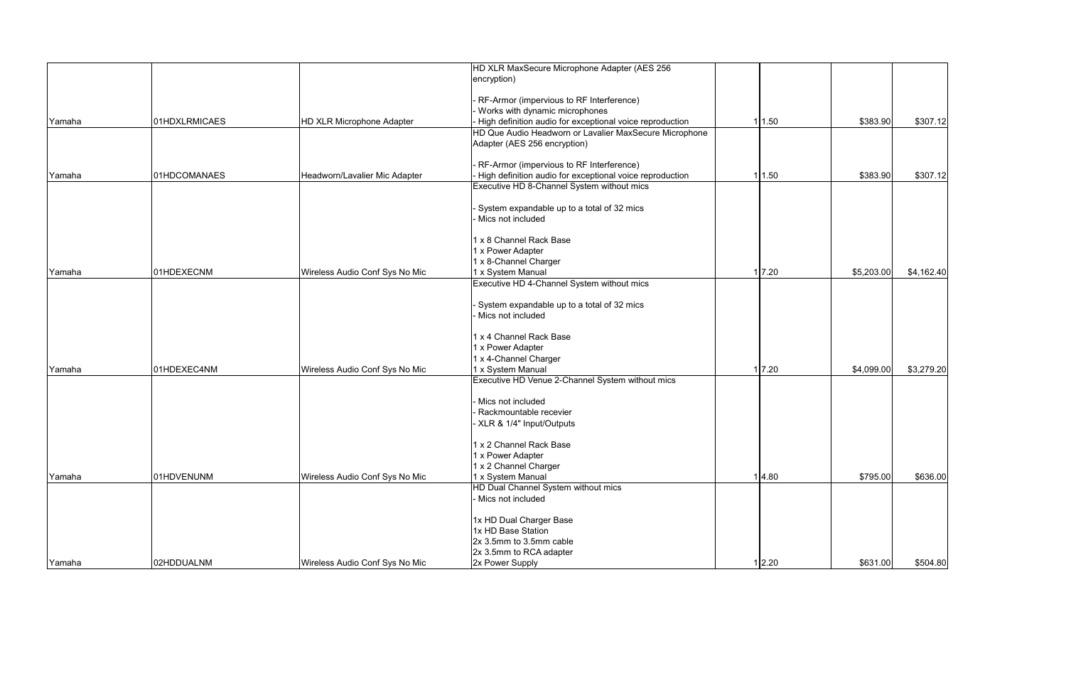| | | | | | | | |
|---|---|---|---|---|---|---|---|
| Yamaha | 01HDXLRMICAES | HD XLR Microphone Adapter | HD XLR MaxSecure Microphone Adapter (AES 256 encryption)<br><br>- RF-Armor (impervious to RF Interference)<br>- Works with dynamic microphones<br>- High definition audio for exceptional voice reproduction | 1 | 1.50 | $383.90 | $307.12 |
| Yamaha | 01HDCOMANAES | Headworn/Lavalier Mic Adapter | HD Que Audio Headworn or Lavalier MaxSecure Microphone Adapter (AES 256 encryption)<br><br>- RF-Armor (impervious to RF Interference)<br>- High definition audio for exceptional voice reproduction | 1 | 1.50 | $383.90 | $307.12 |
| Yamaha | 01HDEXECNM | Wireless Audio Conf Sys No Mic | Executive HD 8-Channel System without mics<br><br>- System expandable up to a total of 32 mics<br>- Mics not included<br><br>1 x 8 Channel Rack Base<br>1 x Power Adapter<br>1 x 8-Channel Charger<br>1 x System Manual | 1 | 7.20 | $5,203.00 | $4,162.40 |
| Yamaha | 01HDEXEC4NM | Wireless Audio Conf Sys No Mic | Executive HD 4-Channel System without mics<br><br>- System expandable up to a total of 32 mics<br>- Mics not included<br><br>1 x 4 Channel Rack Base<br>1 x Power Adapter<br>1 x 4-Channel Charger<br>1 x System Manual | 1 | 7.20 | $4,099.00 | $3,279.20 |
| Yamaha | 01HDVENUNM | Wireless Audio Conf Sys No Mic | Executive HD Venue 2-Channel System without mics<br><br>- Mics not included<br>- Rackmountable recevier<br>- XLR & 1/4" Input/Outputs<br><br>1 x 2 Channel Rack Base<br>1 x Power Adapter<br>1 x 2 Channel Charger<br>1 x System Manual | 1 | 4.80 | $795.00 | $636.00 |
| Yamaha | 02HDDUALNM | Wireless Audio Conf Sys No Mic | HD Dual Channel System without mics<br>- Mics not included<br><br>1x HD Dual Charger Base<br>1x HD Base Station<br>2x 3.5mm to 3.5mm cable<br>2x 3.5mm to RCA adapter<br>2x Power Supply | 1 | 2.20 | $631.00 | $504.80 |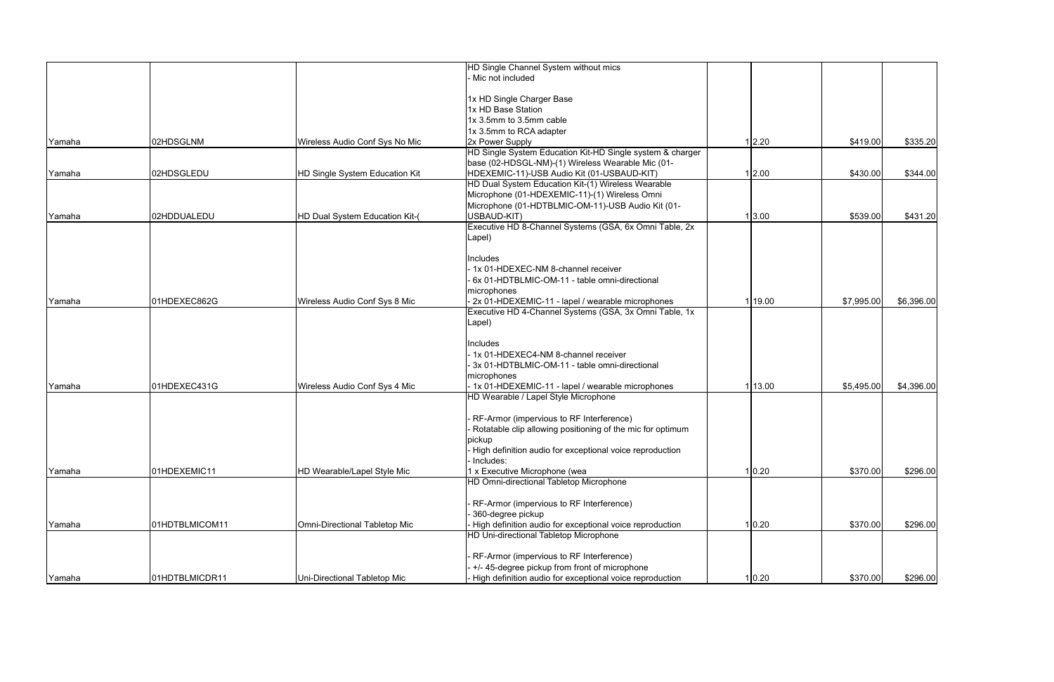| | | | | | | | |
|---|---|---|---|---|---|---|---|
| Yamaha | 02HDSGLNM | Wireless Audio Conf Sys No Mic | HD Single Channel System without mics<br>- Mic not included<br><br>1x HD Single Charger Base<br>1x HD Base Station<br>1x 3.5mm to 3.5mm cable<br>1x 3.5mm to RCA adapter<br>2x Power Supply | 1 | 2.20 | $419.00 | $335.20 |
| Yamaha | 02HDSGLEDU | HD Single System Education Kit | HD Single System Education Kit-HD Single system & charger base (02-HDSGL-NM)-(1) Wireless Wearable Mic (01-HDEXEMIC-11)-USB Audio Kit (01-USBAUD-KIT) | 1 | 2.00 | $430.00 | $344.00 |
| Yamaha | 02HDDUALEDU | HD Dual System Education Kit-( | HD Dual System Education Kit-(1) Wireless Wearable Microphone (01-HDEXEMIC-11)-(1) Wireless Omni Microphone (01-HDTBLMIC-OM-11)-USB Audio Kit (01-USBAUD-KIT) | 1 | 3.00 | $539.00 | $431.20 |
| Yamaha | 01HDEXEC862G | Wireless Audio Conf Sys 8 Mic | Executive HD 8-Channel Systems (GSA, 6x Omni Table, 2x Lapel)<br><br>Includes<br>- 1x 01-HDEXEC-NM 8-channel receiver<br>- 6x 01-HDTBLMIC-OM-11 - table omni-directional microphones<br>- 2x 01-HDEXEMIC-11 - lapel / wearable microphones | 1 | 19.00 | $7,995.00 | $6,396.00 |
| Yamaha | 01HDEXEC431G | Wireless Audio Conf Sys 4 Mic | Executive HD 4-Channel Systems (GSA, 3x Omni Table, 1x Lapel)<br><br>Includes<br>- 1x 01-HDEXEC4-NM 8-channel receiver<br>- 3x 01-HDTBLMIC-OM-11 - table omni-directional microphones<br>- 1x 01-HDEXEMIC-11 - lapel / wearable microphones | 1 | 13.00 | $5,495.00 | $4,396.00 |
| Yamaha | 01HDEXEMIC11 | HD Wearable/Lapel Style Mic | HD Wearable / Lapel Style Microphone<br><br>- RF-Armor (impervious to RF Interference)<br>- Rotatable clip allowing positioning of the mic for optimum pickup<br>- High definition audio for exceptional voice reproduction<br>- Includes:<br>1 x Executive Microphone (wea | 1 | 0.20 | $370.00 | $296.00 |
| Yamaha | 01HDTBLMICOM11 | Omni-Directional Tabletop Mic | HD Omni-directional Tabletop Microphone<br><br>- RF-Armor (impervious to RF Interference)<br>- 360-degree pickup<br>- High definition audio for exceptional voice reproduction | 1 | 0.20 | $370.00 | $296.00 |
| Yamaha | 01HDTBLMICDR11 | Uni-Directional Tabletop Mic | HD Uni-directional Tabletop Microphone<br><br>- RF-Armor (impervious to RF Interference)<br>- +/- 45-degree pickup from front of microphone<br>- High definition audio for exceptional voice reproduction | 1 | 0.20 | $370.00 | $296.00 |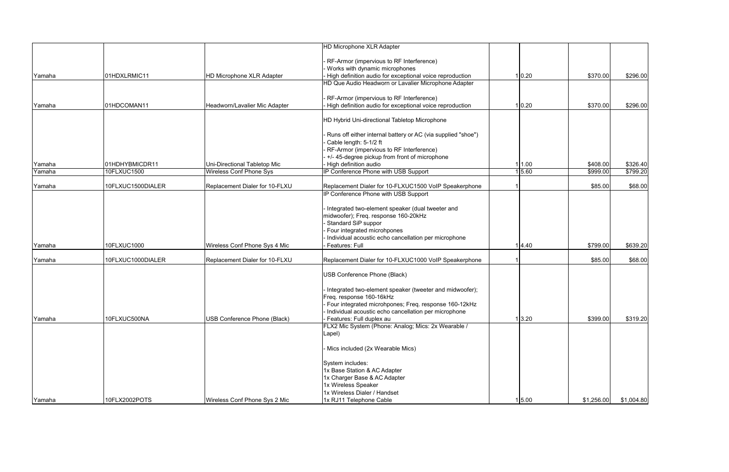| | | | | | | | |
|---|---|---|---|---|---|---|---|
| Yamaha | 01HDXLRMIC11 | HD Microphone XLR Adapter | HD Microphone XLR Adapter<br><br>- RF-Armor (impervious to RF Interference)<br>- Works with dynamic microphones<br>- High definition audio for exceptional voice reproduction | 1 | 0.20 | $370.00 | $296.00 |
| Yamaha | 01HDCOMAN11 | Headworn/Lavalier Mic Adapter | HD Que Audio Headworn or Lavalier Microphone Adapter<br><br>- RF-Armor (impervious to RF Interference)<br>- High definition audio for exceptional voice reproduction | 1 | 0.20 | $370.00 | $296.00 |
| Yamaha | 01HDHYBMICDR11 | Uni-Directional Tabletop Mic | HD Hybrid Uni-directional Tabletop Microphone<br><br>- Runs off either internal battery or AC (via supplied "shoe")<br>- Cable length: 5-1/2 ft<br>- RF-Armor (impervious to RF Interference)<br>- +/- 45-degree pickup from front of microphone<br>- High definition audio | 1 | 1.00 | $408.00 | $326.40 |
| Yamaha | 10FLXUC1500 | Wireless Conf Phone Sys | IP Conference Phone with USB Support | 1 | 5.60 | $999.00 | $799.20 |
| Yamaha | 10FLXUC1500DIALER | Replacement Dialer for 10-FLXU | Replacement Dialer for 10-FLXUC1500 VoIP Speakerphone | 1 | | $85.00 | $68.00 |
| Yamaha | 10FLXUC1000 | Wireless Conf Phone Sys 4 Mic | IP Conference Phone with USB Support<br><br>- Integrated two-element speaker (dual tweeter and midwoofer); Freq. response 160-20kHz<br>- Standard SiP suppor<br>- Four integrated microhpones<br>- Individual acoustic echo cancellation per microphone<br>- Features: Full | 1 | 4.40 | $799.00 | $639.20 |
| Yamaha | 10FLXUC1000DIALER | Replacement Dialer for 10-FLXU | Replacement Dialer for 10-FLXUC1000 VoIP Speakerphone | 1 | | $85.00 | $68.00 |
| Yamaha | 10FLXUC500NA | USB Conference Phone (Black) | USB Conference Phone (Black)<br><br>- Integrated two-element speaker (tweeter and midwoofer); Freq. response 160-16kHz<br>- Four integrated microhpones; Freq. response 160-12kHz<br>- Individual acoustic echo cancellation per microphone<br>- Features: Full duplex au | 1 | 3.20 | $399.00 | $319.20 |
| Yamaha | 10FLX2002POTS | Wireless Conf Phone Sys 2 Mic | FLX2 Mic System (Phone: Analog; Mics: 2x Wearable / Lapel)<br><br>- Mics included (2x Wearable Mics)<br><br>System includes:<br>1x Base Station & AC Adapter<br>1x Charger Base & AC Adapter<br>1x Wireless Speaker<br>1x Wireless Dialer / Handset<br>1x RJ11 Telephone Cable | 1 | 5.00 | $1,256.00 | $1,004.80 |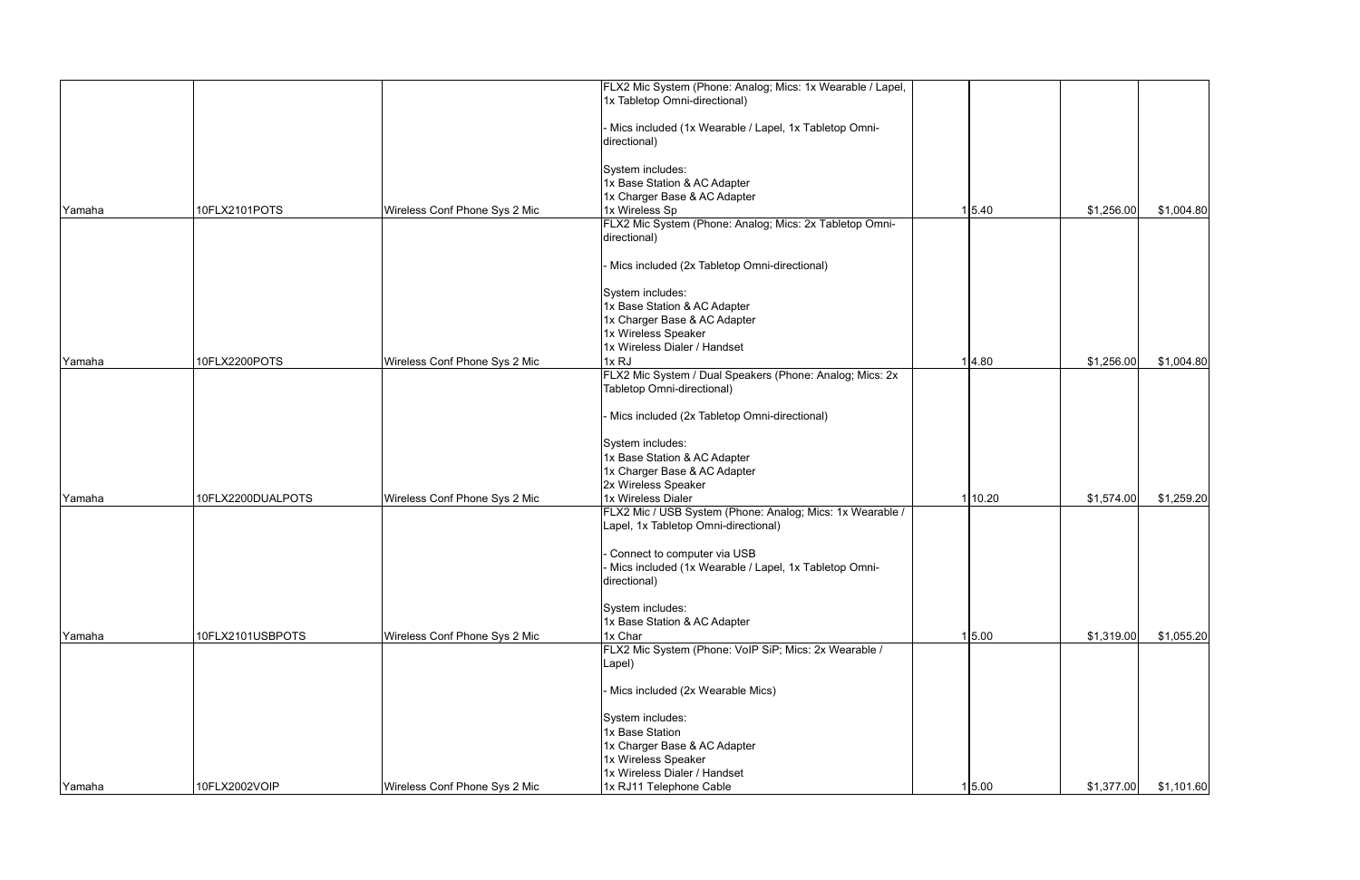| | | | | | | | |
|---|---|---|---|---|---|---|---|
| Yamaha | 10FLX2101POTS | Wireless Conf Phone Sys 2 Mic | FLX2 Mic System (Phone: Analog; Mics: 1x Wearable / Lapel, 1x Tabletop Omni-directional)<br><br>- Mics included (1x Wearable / Lapel, 1x Tabletop Omni-directional)<br><br>System includes:<br>1x Base Station & AC Adapter<br>1x Charger Base & AC Adapter<br>1x Wireless Sp | 1 | 5.40 | $1,256.00 | $1,004.80 |
| Yamaha | 10FLX2200POTS | Wireless Conf Phone Sys 2 Mic | FLX2 Mic System (Phone: Analog; Mics: 2x Tabletop Omni-directional)<br><br>- Mics included (2x Tabletop Omni-directional)<br><br>System includes:<br>1x Base Station & AC Adapter<br>1x Charger Base & AC Adapter<br>1x Wireless Speaker<br>1x Wireless Dialer / Handset<br>1x RJ | 1 | 4.80 | $1,256.00 | $1,004.80 |
| Yamaha | 10FLX2200DUALPOTS | Wireless Conf Phone Sys 2 Mic | FLX2 Mic System / Dual Speakers (Phone: Analog; Mics: 2x Tabletop Omni-directional)<br><br>- Mics included (2x Tabletop Omni-directional)<br><br>System includes:<br>1x Base Station & AC Adapter<br>1x Charger Base & AC Adapter<br>2x Wireless Speaker<br>1x Wireless Dialer | 1 | 10.20 | $1,574.00 | $1,259.20 |
| Yamaha | 10FLX2101USBPOTS | Wireless Conf Phone Sys 2 Mic | FLX2 Mic / USB System (Phone: Analog; Mics: 1x Wearable / Lapel, 1x Tabletop Omni-directional)<br><br>- Connect to computer via USB<br>- Mics included (1x Wearable / Lapel, 1x Tabletop Omni-directional)<br><br>System includes:<br>1x Base Station & AC Adapter<br>1x Char | 1 | 5.00 | $1,319.00 | $1,055.20 |
| Yamaha | 10FLX2002VOIP | Wireless Conf Phone Sys 2 Mic | FLX2 Mic System (Phone: VoIP SiP; Mics: 2x Wearable / Lapel)<br><br>- Mics included (2x Wearable Mics)<br><br>System includes:<br>1x Base Station<br>1x Charger Base & AC Adapter<br>1x Wireless Speaker<br>1x Wireless Dialer / Handset<br>1x RJ11 Telephone Cable | 1 | 5.00 | $1,377.00 | $1,101.60 |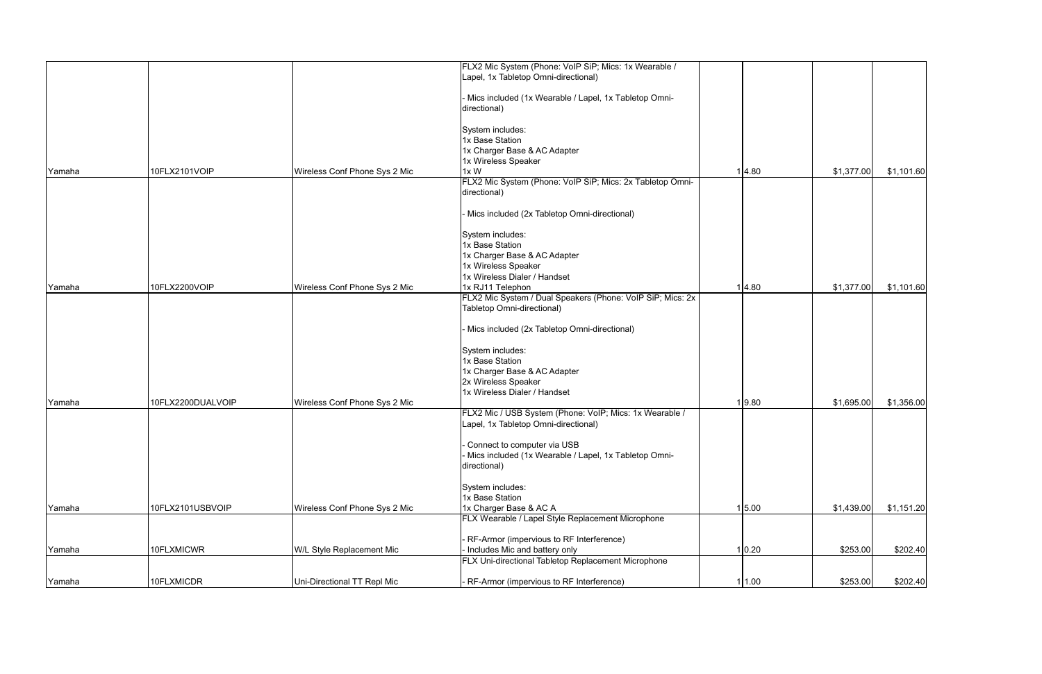| | | | | | | | |
|---|---|---|---|---|---|---|---|
| Yamaha | 10FLX2101VOIP | Wireless Conf Phone Sys 2 Mic | FLX2 Mic System (Phone: VoIP SiP; Mics: 1x Wearable / Lapel, 1x Tabletop Omni-directional)<br><br>- Mics included (1x Wearable / Lapel, 1x Tabletop Omni-directional)<br><br>System includes:<br>1x Base Station<br>1x Charger Base & AC Adapter<br>1x Wireless Speaker<br>1x W | 1 | 4.80 | $1,377.00 | $1,101.60 |
| Yamaha | 10FLX2200VOIP | Wireless Conf Phone Sys 2 Mic | FLX2 Mic System (Phone: VoIP SiP; Mics: 2x Tabletop Omni-directional)<br><br>- Mics included (2x Tabletop Omni-directional)<br><br>System includes:<br>1x Base Station<br>1x Charger Base & AC Adapter<br>1x Wireless Speaker<br>1x Wireless Dialer / Handset<br>1x RJ11 Telephon | 1 | 4.80 | $1,377.00 | $1,101.60 |
| Yamaha | 10FLX2200DUALVOIP | Wireless Conf Phone Sys 2 Mic | FLX2 Mic System / Dual Speakers (Phone: VoIP SiP; Mics: 2x Tabletop Omni-directional)<br><br>- Mics included (2x Tabletop Omni-directional)<br><br>System includes:<br>1x Base Station<br>1x Charger Base & AC Adapter<br>2x Wireless Speaker<br>1x Wireless Dialer / Handset | 1 | 9.80 | $1,695.00 | $1,356.00 |
| Yamaha | 10FLX2101USBVOIP | Wireless Conf Phone Sys 2 Mic | FLX2 Mic / USB System (Phone: VoIP; Mics: 1x Wearable / Lapel, 1x Tabletop Omni-directional)<br><br>- Connect to computer via USB<br>- Mics included (1x Wearable / Lapel, 1x Tabletop Omni-directional)<br><br>System includes:<br>1x Base Station<br>1x Charger Base & AC A | 1 | 5.00 | $1,439.00 | $1,151.20 |
| Yamaha | 10FLXMICWR | W/L Style Replacement Mic | FLX Wearable / Lapel Style Replacement Microphone<br><br>- RF-Armor (impervious to RF Interference)<br>- Includes Mic and battery only | 1 | 0.20 | $253.00 | $202.40 |
| Yamaha | 10FLXMICDR | Uni-Directional TT Repl Mic | FLX Uni-directional Tabletop Replacement Microphone<br><br>- RF-Armor (impervious to RF Interference) | 1 | 1.00 | $253.00 | $202.40 |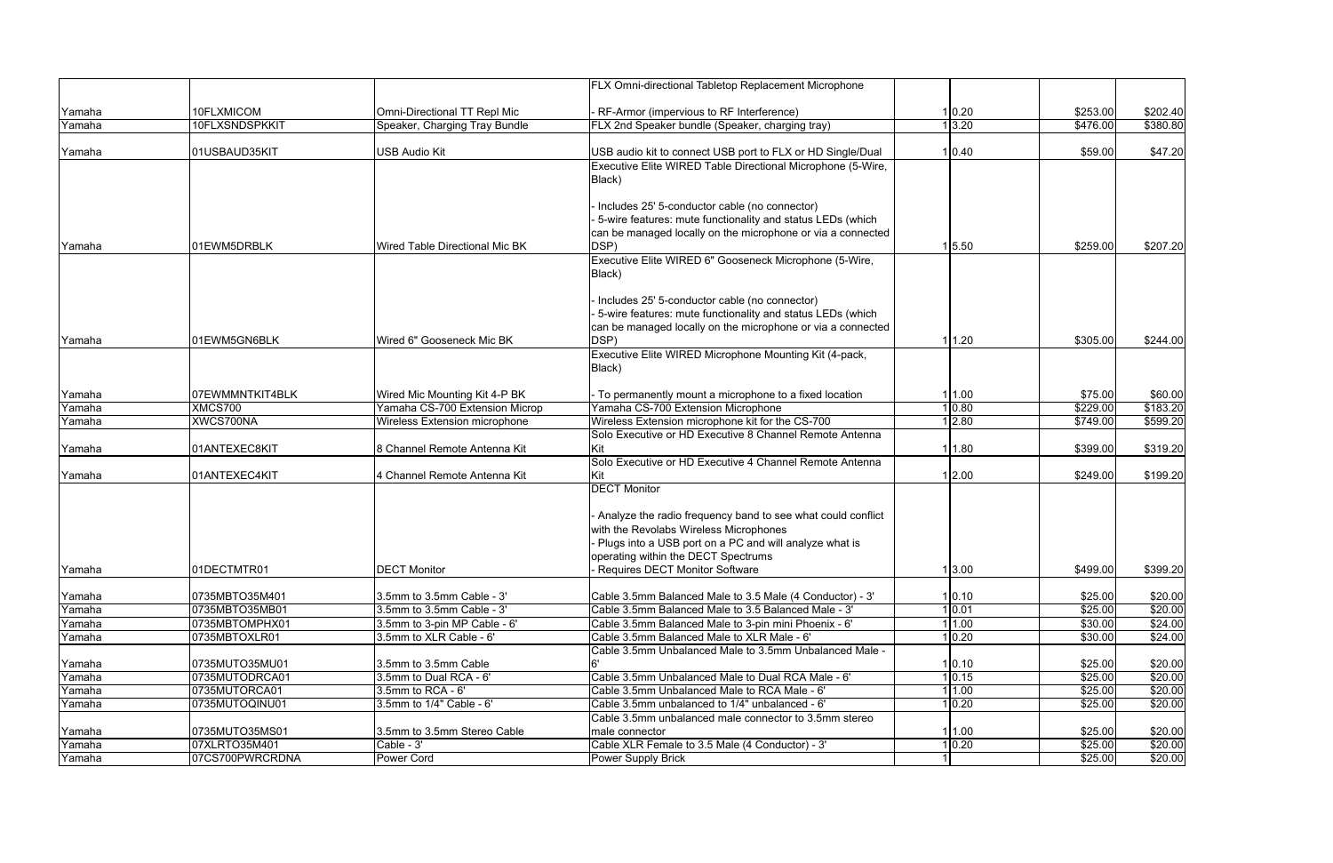| | | | | | | | |
|---|---|---|---|---|---|---|---|
| Yamaha | 10FLXMICOM | Omni-Directional TT Repl Mic | FLX Omni-directional Tabletop Replacement Microphone<br><br>- RF-Armor (impervious to RF Interference) | 1 | 0.20 | $253.00 | $202.40 |
| Yamaha | 10FLXSNDSPKKIT | Speaker, Charging Tray Bundle | FLX 2nd Speaker bundle (Speaker, charging tray) | 1 | 3.20 | $476.00 | $380.80 |
| Yamaha | 01USBAUD35KIT | USB Audio Kit | USB audio kit to connect USB port to FLX or HD Single/Dual | 1 | 0.40 | $59.00 | $47.20 |
| Yamaha | 01EWM5DRBLK | Wired Table Directional Mic BK | Executive Elite WIRED Table Directional Microphone (5-Wire, Black)<br><br>- Includes 25' 5-conductor cable (no connector)<br>- 5-wire features: mute functionality and status LEDs (which can be managed locally on the microphone or via a connected DSP) | 1 | 5.50 | $259.00 | $207.20 |
| Yamaha | 01EWM5GN6BLK | Wired 6" Gooseneck Mic BK | Executive Elite WIRED 6" Gooseneck Microphone (5-Wire, Black)<br><br>- Includes 25' 5-conductor cable (no connector)<br>- 5-wire features: mute functionality and status LEDs (which can be managed locally on the microphone or via a connected DSP) | 1 | 1.20 | $305.00 | $244.00 |
| Yamaha | 07EWMMNTKIT4BLK | Wired Mic Mounting Kit 4-P BK | Executive Elite WIRED Microphone Mounting Kit (4-pack, Black)<br><br>- To permanently mount a microphone to a fixed location | 1 | 1.00 | $75.00 | $60.00 |
| Yamaha | XMCS700 | Yamaha CS-700 Extension Microp | Yamaha CS-700 Extension Microphone | 1 | 0.80 | $229.00 | $183.20 |
| Yamaha | XWCS700NA | Wireless Extension microphone | Wireless Extension microphone kit for the CS-700 | 1 | 2.80 | $749.00 | $599.20 |
| Yamaha | 01ANTEXEC8KIT | 8 Channel Remote Antenna Kit | Solo Executive or HD Executive 8 Channel Remote Antenna Kit | 1 | 1.80 | $399.00 | $319.20 |
| Yamaha | 01ANTEXEC4KIT | 4 Channel Remote Antenna Kit | Solo Executive or HD Executive 4 Channel Remote Antenna Kit | 1 | 2.00 | $249.00 | $199.20 |
| Yamaha | 01DECTMTR01 | DECT Monitor | DECT Monitor<br><br>- Analyze the radio frequency band to see what could conflict with the Revolabs Wireless Microphones<br>- Plugs into a USB port on a PC and will analyze what is operating within the DECT Spectrums<br>- Requires DECT Monitor Software | 1 | 3.00 | $499.00 | $399.20 |
| Yamaha | 0735MBTO35M401 | 3.5mm to 3.5mm Cable - 3' | Cable 3.5mm Balanced Male to 3.5 Male (4 Conductor) - 3' | 1 | 0.10 | $25.00 | $20.00 |
| Yamaha | 0735MBTO35MB01 | 3.5mm to 3.5mm Cable - 3' | Cable 3.5mm Balanced Male to 3.5 Balanced Male - 3' | 1 | 0.01 | $25.00 | $20.00 |
| Yamaha | 0735MBTOMPHX01 | 3.5mm to 3-pin MP Cable - 6' | Cable 3.5mm Balanced Male to 3-pin mini Phoenix - 6' | 1 | 1.00 | $30.00 | $24.00 |
| Yamaha | 0735MBTOXLR01 | 3.5mm to XLR Cable - 6' | Cable 3.5mm Balanced Male to XLR Male - 6' | 1 | 0.20 | $30.00 | $24.00 |
| Yamaha | 0735MUTO35MU01 | 3.5mm to 3.5mm Cable | Cable 3.5mm Unbalanced Male to 3.5mm Unbalanced Male - 6' | 1 | 0.10 | $25.00 | $20.00 |
| Yamaha | 0735MUTODRCA01 | 3.5mm to Dual RCA - 6' | Cable 3.5mm Unbalanced Male to Dual RCA Male - 6' | 1 | 0.15 | $25.00 | $20.00 |
| Yamaha | 0735MUTORCA01 | 3.5mm to RCA - 6' | Cable 3.5mm Unbalanced Male to RCA Male - 6' | 1 | 1.00 | $25.00 | $20.00 |
| Yamaha | 0735MUTOQINU01 | 3.5mm to 1/4" Cable - 6' | Cable 3.5mm unbalanced to 1/4" unbalanced - 6' | 1 | 0.20 | $25.00 | $20.00 |
| Yamaha | 0735MUTO35MS01 | 3.5mm to 3.5mm Stereo Cable | Cable 3.5mm unbalanced male connector to 3.5mm stereo male connector | 1 | 1.00 | $25.00 | $20.00 |
| Yamaha | 07XLRTO35M401 | Cable - 3' | Cable XLR Female to 3.5 Male (4 Conductor) - 3' | 1 | 0.20 | $25.00 | $20.00 |
| Yamaha | 07CS700PWRCRDNA | Power Cord | Power Supply Brick | 1 | | $25.00 | $20.00 |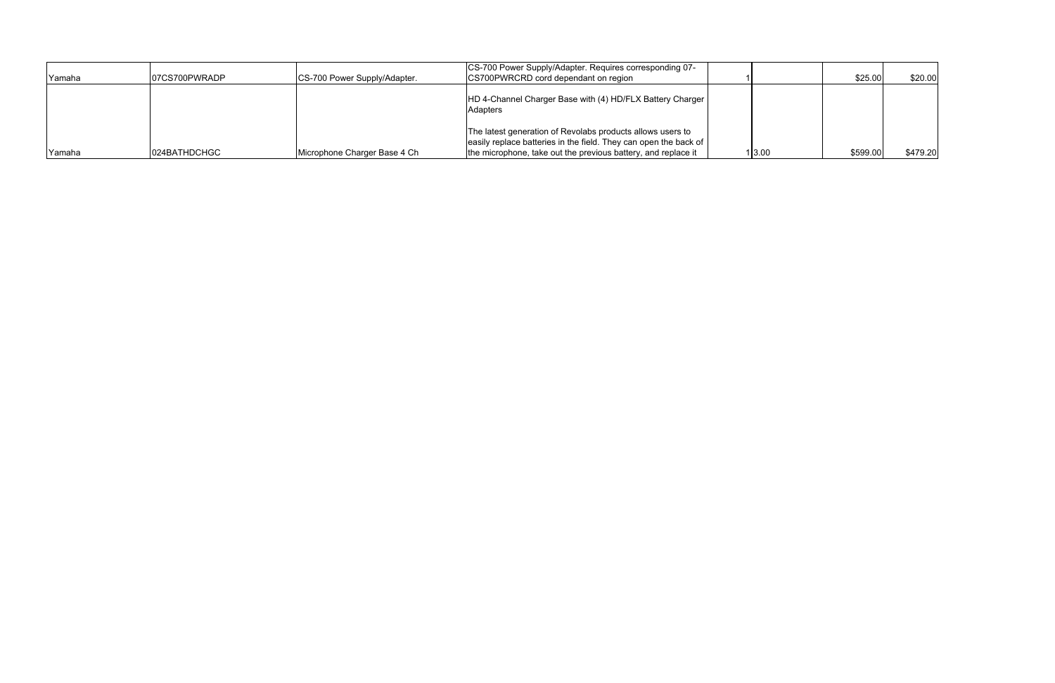| | | | | | | | |
|---|---|---|---|---|---|---|---|
| Yamaha | 07CS700PWRADP | CS-700 Power Supply/Adapter. | CS-700 Power Supply/Adapter. Requires corresponding 07-CS700PWRCRD cord dependant on region | 1 | | $25.00 | $20.00 |
| Yamaha | 024BATHDCHGC | Microphone Charger Base 4 Ch | HD 4-Channel Charger Base with (4) HD/FLX Battery Charger Adapters<br><br>The latest generation of Revolabs products allows users to easily replace batteries in the field. They can open the back of the microphone, take out the previous battery, and replace it | 1 | 3.00 | $599.00 | $479.20 |